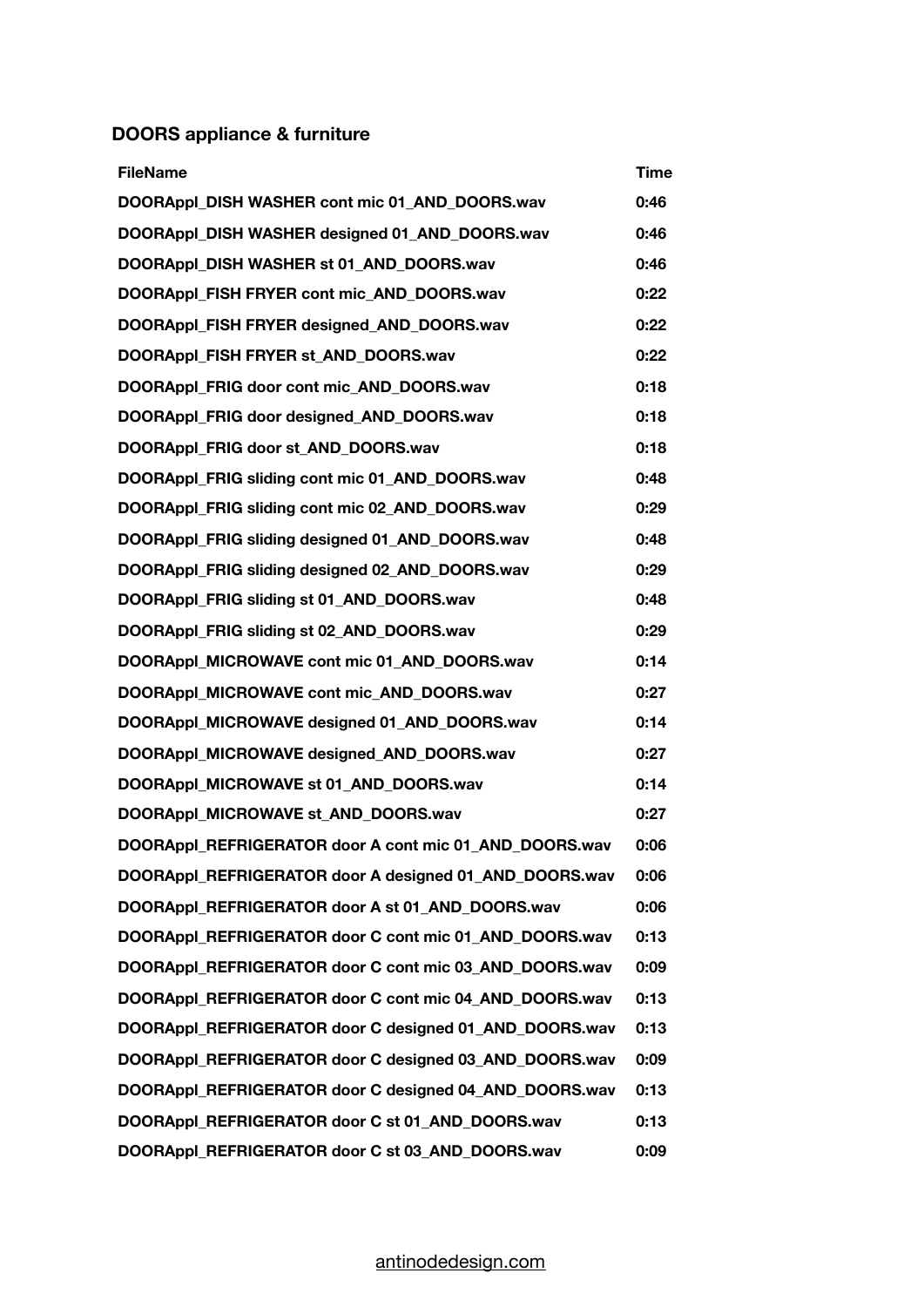## DOORS appliance & furniture

| FileName | Time |
|---|---|
| DOORAppl_DISH WASHER cont mic 01_AND_DOORS.wav | 0:46 |
| DOORAppl_DISH WASHER designed 01_AND_DOORS.wav | 0:46 |
| DOORAppl_DISH WASHER st 01_AND_DOORS.wav | 0:46 |
| DOORAppl_FISH FRYER cont mic_AND_DOORS.wav | 0:22 |
| DOORAppl_FISH FRYER designed_AND_DOORS.wav | 0:22 |
| DOORAppl_FISH FRYER st_AND_DOORS.wav | 0:22 |
| DOORAppl_FRIG door cont mic_AND_DOORS.wav | 0:18 |
| DOORAppl_FRIG door designed_AND_DOORS.wav | 0:18 |
| DOORAppl_FRIG door st_AND_DOORS.wav | 0:18 |
| DOORAppl_FRIG sliding cont mic 01_AND_DOORS.wav | 0:48 |
| DOORAppl_FRIG sliding cont mic 02_AND_DOORS.wav | 0:29 |
| DOORAppl_FRIG sliding designed 01_AND_DOORS.wav | 0:48 |
| DOORAppl_FRIG sliding designed 02_AND_DOORS.wav | 0:29 |
| DOORAppl_FRIG sliding st 01_AND_DOORS.wav | 0:48 |
| DOORAppl_FRIG sliding st 02_AND_DOORS.wav | 0:29 |
| DOORAppl_MICROWAVE cont mic 01_AND_DOORS.wav | 0:14 |
| DOORAppl_MICROWAVE cont mic_AND_DOORS.wav | 0:27 |
| DOORAppl_MICROWAVE designed 01_AND_DOORS.wav | 0:14 |
| DOORAppl_MICROWAVE designed_AND_DOORS.wav | 0:27 |
| DOORAppl_MICROWAVE st 01_AND_DOORS.wav | 0:14 |
| DOORAppl_MICROWAVE st_AND_DOORS.wav | 0:27 |
| DOORAppl_REFRIGERATOR door A cont mic 01_AND_DOORS.wav | 0:06 |
| DOORAppl_REFRIGERATOR door A designed 01_AND_DOORS.wav | 0:06 |
| DOORAppl_REFRIGERATOR door A st 01_AND_DOORS.wav | 0:06 |
| DOORAppl_REFRIGERATOR door C cont mic 01_AND_DOORS.wav | 0:13 |
| DOORAppl_REFRIGERATOR door C cont mic 03_AND_DOORS.wav | 0:09 |
| DOORAppl_REFRIGERATOR door C cont mic 04_AND_DOORS.wav | 0:13 |
| DOORAppl_REFRIGERATOR door C designed 01_AND_DOORS.wav | 0:13 |
| DOORAppl_REFRIGERATOR door C designed 03_AND_DOORS.wav | 0:09 |
| DOORAppl_REFRIGERATOR door C designed 04_AND_DOORS.wav | 0:13 |
| DOORAppl_REFRIGERATOR door C st 01_AND_DOORS.wav | 0:13 |
| DOORAppl_REFRIGERATOR door C st 03_AND_DOORS.wav | 0:09 |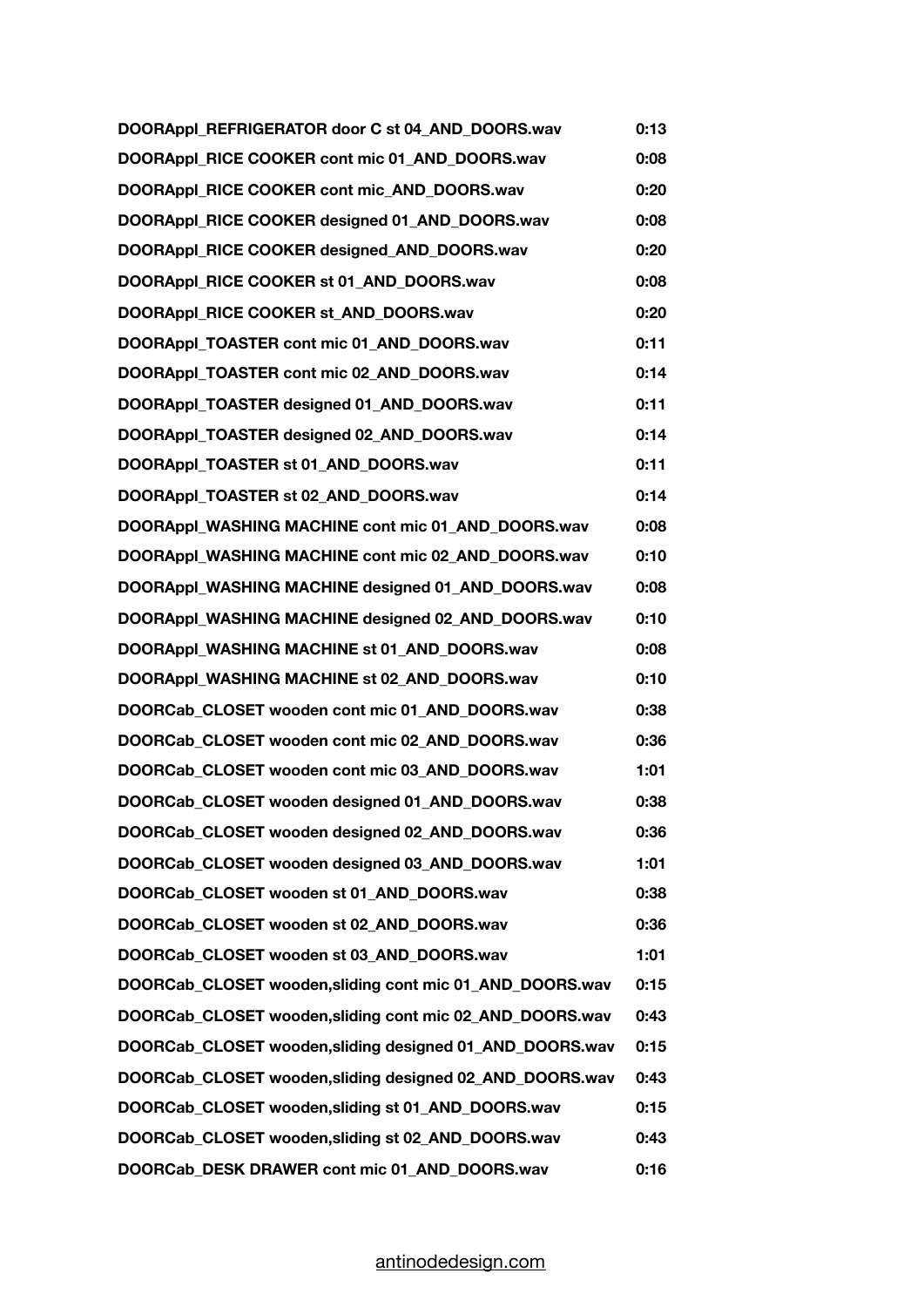| | |
|---|---|
| **DOORAppl_REFRIGERATOR door C st 04_AND_DOORS.wav** | **0:13** |
| **DOORAppl_RICE COOKER cont mic 01_AND_DOORS.wav** | **0:08** |
| **DOORAppl_RICE COOKER cont mic_AND_DOORS.wav** | **0:20** |
| **DOORAppl_RICE COOKER designed 01_AND_DOORS.wav** | **0:08** |
| **DOORAppl_RICE COOKER designed_AND_DOORS.wav** | **0:20** |
| **DOORAppl_RICE COOKER st 01_AND_DOORS.wav** | **0:08** |
| **DOORAppl_RICE COOKER st_AND_DOORS.wav** | **0:20** |
| **DOORAppl_TOASTER cont mic 01_AND_DOORS.wav** | **0:11** |
| **DOORAppl_TOASTER cont mic 02_AND_DOORS.wav** | **0:14** |
| **DOORAppl_TOASTER designed 01_AND_DOORS.wav** | **0:11** |
| **DOORAppl_TOASTER designed 02_AND_DOORS.wav** | **0:14** |
| **DOORAppl_TOASTER st 01_AND_DOORS.wav** | **0:11** |
| **DOORAppl_TOASTER st 02_AND_DOORS.wav** | **0:14** |
| **DOORAppl_WASHING MACHINE cont mic 01_AND_DOORS.wav** | **0:08** |
| **DOORAppl_WASHING MACHINE cont mic 02_AND_DOORS.wav** | **0:10** |
| **DOORAppl_WASHING MACHINE designed 01_AND_DOORS.wav** | **0:08** |
| **DOORAppl_WASHING MACHINE designed 02_AND_DOORS.wav** | **0:10** |
| **DOORAppl_WASHING MACHINE st 01_AND_DOORS.wav** | **0:08** |
| **DOORAppl_WASHING MACHINE st 02_AND_DOORS.wav** | **0:10** |
| **DOORCab_CLOSET wooden cont mic 01_AND_DOORS.wav** | **0:38** |
| **DOORCab_CLOSET wooden cont mic 02_AND_DOORS.wav** | **0:36** |
| **DOORCab_CLOSET wooden cont mic 03_AND_DOORS.wav** | **1:01** |
| **DOORCab_CLOSET wooden designed 01_AND_DOORS.wav** | **0:38** |
| **DOORCab_CLOSET wooden designed 02_AND_DOORS.wav** | **0:36** |
| **DOORCab_CLOSET wooden designed 03_AND_DOORS.wav** | **1:01** |
| **DOORCab_CLOSET wooden st 01_AND_DOORS.wav** | **0:38** |
| **DOORCab_CLOSET wooden st 02_AND_DOORS.wav** | **0:36** |
| **DOORCab_CLOSET wooden st 03_AND_DOORS.wav** | **1:01** |
| **DOORCab_CLOSET wooden,sliding cont mic 01_AND_DOORS.wav** | **0:15** |
| **DOORCab_CLOSET wooden,sliding cont mic 02_AND_DOORS.wav** | **0:43** |
| **DOORCab_CLOSET wooden,sliding designed 01_AND_DOORS.wav** | **0:15** |
| **DOORCab_CLOSET wooden,sliding designed 02_AND_DOORS.wav** | **0:43** |
| **DOORCab_CLOSET wooden,sliding st 01_AND_DOORS.wav** | **0:15** |
| **DOORCab_CLOSET wooden,sliding st 02_AND_DOORS.wav** | **0:43** |
| **DOORCab_DESK DRAWER cont mic 01_AND_DOORS.wav** | **0:16** |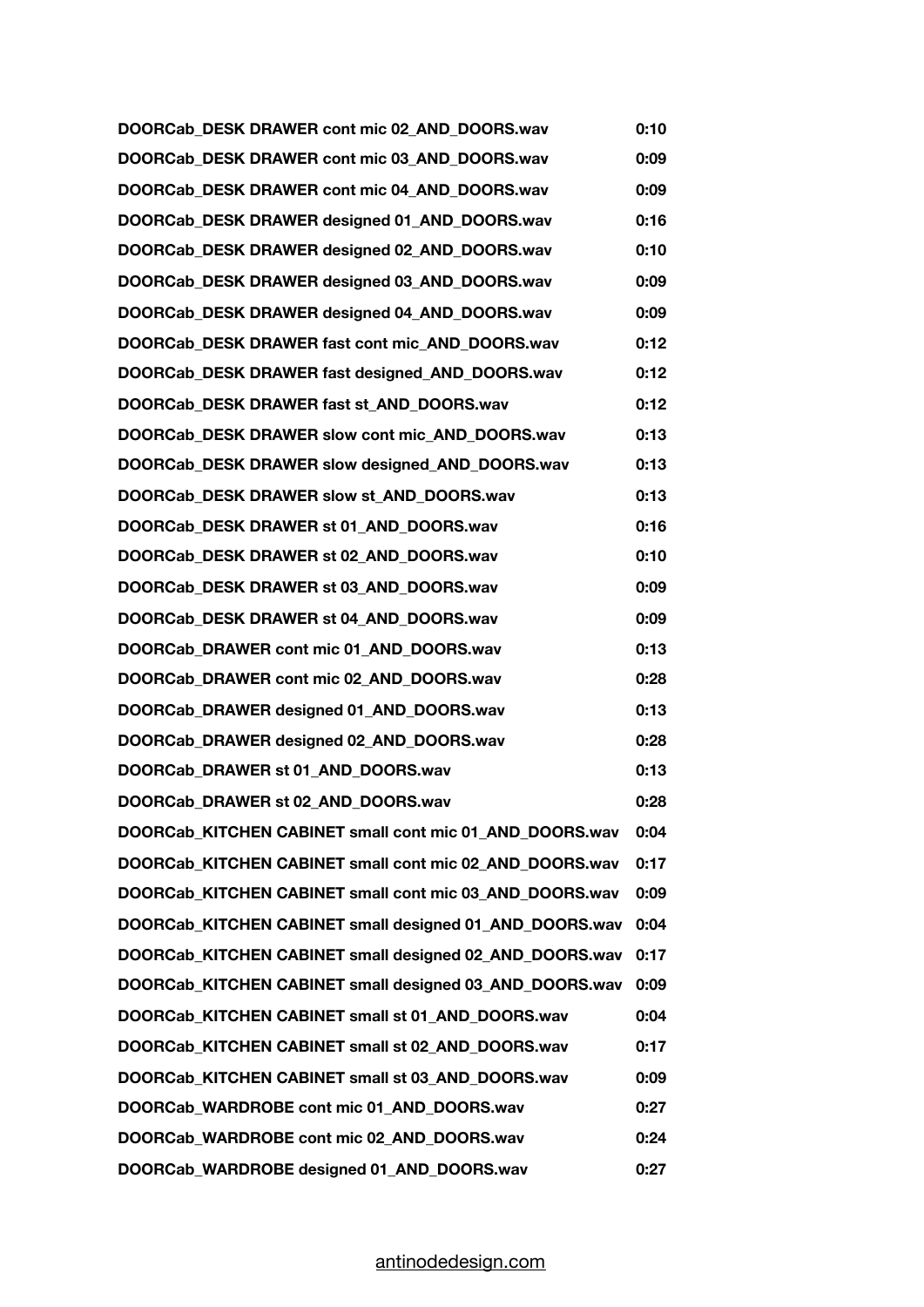| | |
|---|---|
| **DOORCab_DESK DRAWER cont mic 02_AND_DOORS.wav** | **0:10** |
| **DOORCab_DESK DRAWER cont mic 03_AND_DOORS.wav** | **0:09** |
| **DOORCab_DESK DRAWER cont mic 04_AND_DOORS.wav** | **0:09** |
| **DOORCab_DESK DRAWER designed 01_AND_DOORS.wav** | **0:16** |
| **DOORCab_DESK DRAWER designed 02_AND_DOORS.wav** | **0:10** |
| **DOORCab_DESK DRAWER designed 03_AND_DOORS.wav** | **0:09** |
| **DOORCab_DESK DRAWER designed 04_AND_DOORS.wav** | **0:09** |
| **DOORCab_DESK DRAWER fast cont mic_AND_DOORS.wav** | **0:12** |
| **DOORCab_DESK DRAWER fast designed_AND_DOORS.wav** | **0:12** |
| **DOORCab_DESK DRAWER fast st_AND_DOORS.wav** | **0:12** |
| **DOORCab_DESK DRAWER slow cont mic_AND_DOORS.wav** | **0:13** |
| **DOORCab_DESK DRAWER slow designed_AND_DOORS.wav** | **0:13** |
| **DOORCab_DESK DRAWER slow st_AND_DOORS.wav** | **0:13** |
| **DOORCab_DESK DRAWER st 01_AND_DOORS.wav** | **0:16** |
| **DOORCab_DESK DRAWER st 02_AND_DOORS.wav** | **0:10** |
| **DOORCab_DESK DRAWER st 03_AND_DOORS.wav** | **0:09** |
| **DOORCab_DESK DRAWER st 04_AND_DOORS.wav** | **0:09** |
| **DOORCab_DRAWER cont mic 01_AND_DOORS.wav** | **0:13** |
| **DOORCab_DRAWER cont mic 02_AND_DOORS.wav** | **0:28** |
| **DOORCab_DRAWER designed 01_AND_DOORS.wav** | **0:13** |
| **DOORCab_DRAWER designed 02_AND_DOORS.wav** | **0:28** |
| **DOORCab_DRAWER st 01_AND_DOORS.wav** | **0:13** |
| **DOORCab_DRAWER st 02_AND_DOORS.wav** | **0:28** |
| **DOORCab_KITCHEN CABINET small cont mic 01_AND_DOORS.wav** | **0:04** |
| **DOORCab_KITCHEN CABINET small cont mic 02_AND_DOORS.wav** | **0:17** |
| **DOORCab_KITCHEN CABINET small cont mic 03_AND_DOORS.wav** | **0:09** |
| **DOORCab_KITCHEN CABINET small designed 01_AND_DOORS.wav** | **0:04** |
| **DOORCab_KITCHEN CABINET small designed 02_AND_DOORS.wav** | **0:17** |
| **DOORCab_KITCHEN CABINET small designed 03_AND_DOORS.wav** | **0:09** |
| **DOORCab_KITCHEN CABINET small st 01_AND_DOORS.wav** | **0:04** |
| **DOORCab_KITCHEN CABINET small st 02_AND_DOORS.wav** | **0:17** |
| **DOORCab_KITCHEN CABINET small st 03_AND_DOORS.wav** | **0:09** |
| **DOORCab_WARDROBE cont mic 01_AND_DOORS.wav** | **0:27** |
| **DOORCab_WARDROBE cont mic 02_AND_DOORS.wav** | **0:24** |
| **DOORCab_WARDROBE designed 01_AND_DOORS.wav** | **0:27** |

antinodedesign.com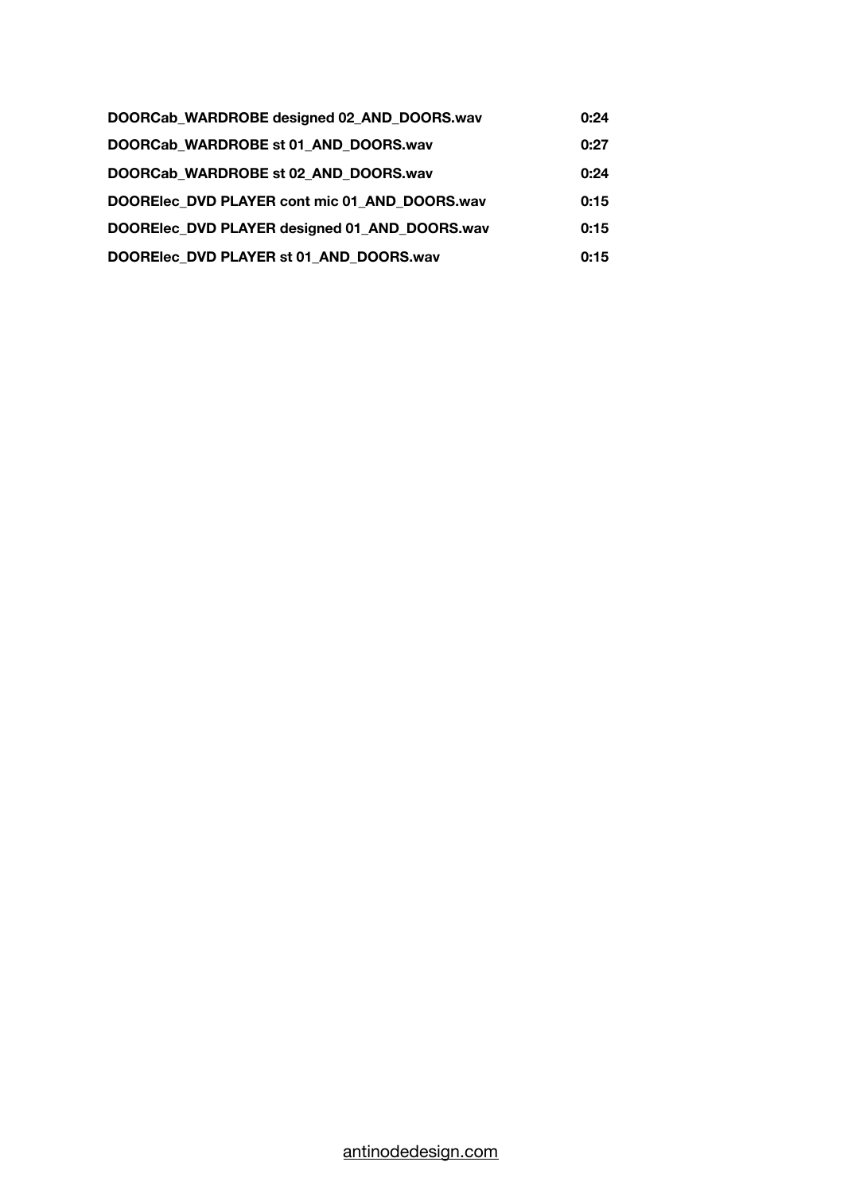| | |
|---|---|
| **DOORCab_WARDROBE designed 02_AND_DOORS.wav** | **0:24** |
| **DOORCab_WARDROBE st 01_AND_DOORS.wav** | **0:27** |
| **DOORCab_WARDROBE st 02_AND_DOORS.wav** | **0:24** |
| **DOORElec_DVD PLAYER cont mic 01_AND_DOORS.wav** | **0:15** |
| **DOORElec_DVD PLAYER designed 01_AND_DOORS.wav** | **0:15** |
| **DOORElec_DVD PLAYER st 01_AND_DOORS.wav** | **0:15** |

antinodedesign.com